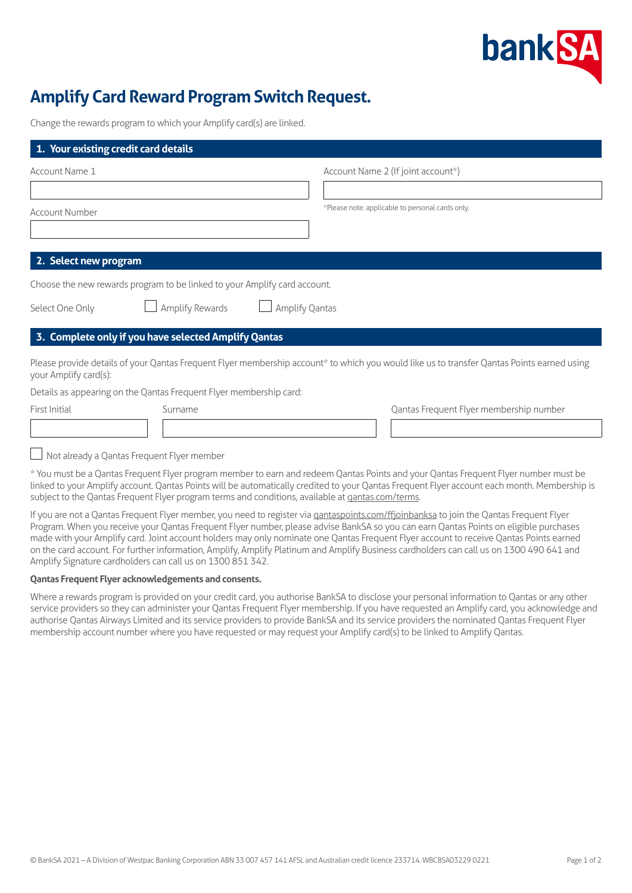bankSA

# Amplify Card Reward Program Switch Request.

Change the rewards program to which your Amplify card(s) are linked.

## 1. Your existing credit card details

Account Name 1

Account Name 2 (If joint account*)

*Please note: applicable to personal cards only.

Account Number

## 2. Select new program

Choose the new rewards program to be linked to your Amplify card account.

Select One Only ☐ Amplify Rewards ☐ Amplify Qantas

## 3. Complete only if you have selected Amplify Qantas

Please provide details of your Qantas Frequent Flyer membership account* to which you would like us to transfer Qantas Points earned using your Amplify card(s):

Details as appearing on the Qantas Frequent Flyer membership card:

| First Initial | Surname | Qantas Frequent Flyer membership number |
|---|---|---|
| | | |

☐ Not already a Qantas Frequent Flyer member

* You must be a Qantas Frequent Flyer program member to earn and redeem Qantas Points and your Qantas Frequent Flyer number must be linked to your Amplify account. Qantas Points will be automatically credited to your Qantas Frequent Flyer account each month. Membership is subject to the Qantas Frequent Flyer program terms and conditions, available at qantas.com/terms.

If you are not a Qantas Frequent Flyer member, you need to register via qantaspoints.com/ffjoinbanksa to join the Qantas Frequent Flyer Program. When you receive your Qantas Frequent Flyer number, please advise BankSA so you can earn Qantas Points on eligible purchases made with your Amplify card. Joint account holders may only nominate one Qantas Frequent Flyer account to receive Qantas Points earned on the card account. For further information, Amplify, Amplify Platinum and Amplify Business cardholders can call us on 1300 490 641 and Amplify Signature cardholders can call us on 1300 851 342.

**Qantas Frequent Flyer acknowledgements and consents.**

Where a rewards program is provided on your credit card, you authorise BankSA to disclose your personal information to Qantas or any other service providers so they can administer your Qantas Frequent Flyer membership. If you have requested an Amplify card, you acknowledge and authorise Qantas Airways Limited and its service providers to provide BankSA and its service providers the nominated Qantas Frequent Flyer membership account number where you have requested or may request your Amplify card(s) to be linked to Amplify Qantas.

© BankSA 2021 – A Division of Westpac Banking Corporation ABN 33 007 457 141 AFSL and Australian credit licence 233714. WBCBSA03229 0221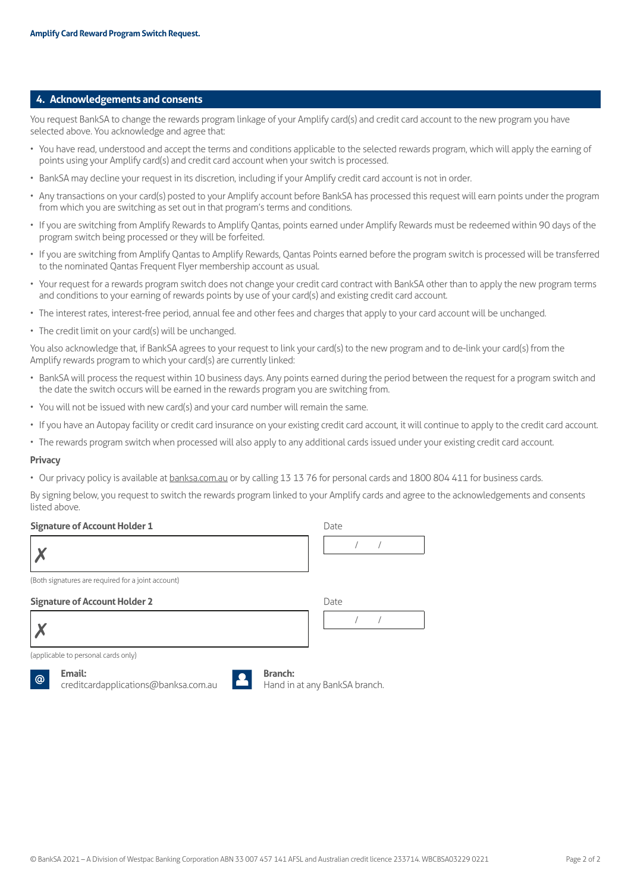## 4. Acknowledgements and consents

You request BankSA to change the rewards program linkage of your Amplify card(s) and credit card account to the new program you have selected above. You acknowledge and agree that:

- You have read, understood and accept the terms and conditions applicable to the selected rewards program, which will apply the earning of points using your Amplify card(s) and credit card account when your switch is processed.
- BankSA may decline your request in its discretion, including if your Amplify credit card account is not in order.
- Any transactions on your card(s) posted to your Amplify account before BankSA has processed this request will earn points under the program from which you are switching as set out in that program's terms and conditions.
- If you are switching from Amplify Rewards to Amplify Qantas, points earned under Amplify Rewards must be redeemed within 90 days of the program switch being processed or they will be forfeited.
- If you are switching from Amplify Qantas to Amplify Rewards, Qantas Points earned before the program switch is processed will be transferred to the nominated Qantas Frequent Flyer membership account as usual.
- Your request for a rewards program switch does not change your credit card contract with BankSA other than to apply the new program terms and conditions to your earning of rewards points by use of your card(s) and existing credit card account.
- The interest rates, interest-free period, annual fee and other fees and charges that apply to your card account will be unchanged.
- The credit limit on your card(s) will be unchanged.

You also acknowledge that, if BankSA agrees to your request to link your card(s) to the new program and to de-link your card(s) from the Amplify rewards program to which your card(s) are currently linked:

- BankSA will process the request within 10 business days. Any points earned during the period between the request for a program switch and the date the switch occurs will be earned in the rewards program you are switching from.
- You will not be issued with new card(s) and your card number will remain the same.
- If you have an Autopay facility or credit card insurance on your existing credit card account, it will continue to apply to the credit card account.
- The rewards program switch when processed will also apply to any additional cards issued under your existing credit card account.

### Privacy

- Our privacy policy is available at banksa.com.au or by calling 13 13 76 for personal cards and 1800 804 411 for business cards.

By signing below, you request to switch the rewards program linked to your Amplify cards and agree to the acknowledgements and consents listed above.

**Signature of Account Holder 1**

✗

Date / /

(Both signatures are required for a joint account)

**Signature of Account Holder 2**

✗

Date / /

(applicable to personal cards only)

**Email:** creditcardapplications@banksa.com.au

**Branch:** Hand in at any BankSA branch.

© BankSA 2021 – A Division of Westpac Banking Corporation ABN 33 007 457 141 AFSL and Australian credit licence 233714. WBCBSA03229 0221